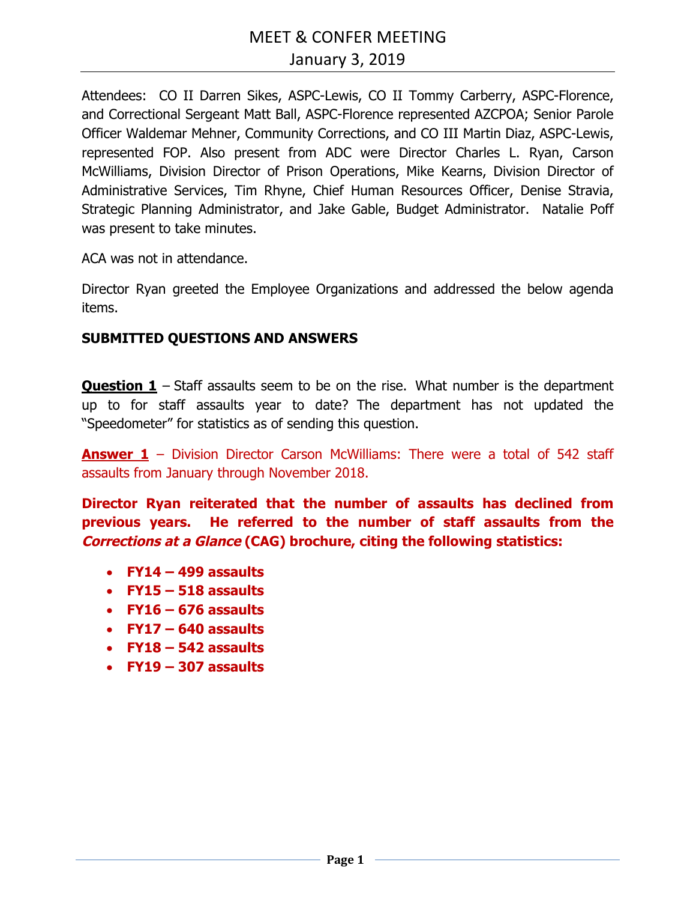# MEET & CONFER MEETING
## January 3, 2019

Attendees: CO II Darren Sikes, ASPC-Lewis, CO II Tommy Carberry, ASPC-Florence, and Correctional Sergeant Matt Ball, ASPC-Florence represented AZCPOA; Senior Parole Officer Waldemar Mehner, Community Corrections, and CO III Martin Diaz, ASPC-Lewis, represented FOP. Also present from ADC were Director Charles L. Ryan, Carson McWilliams, Division Director of Prison Operations, Mike Kearns, Division Director of Administrative Services, Tim Rhyne, Chief Human Resources Officer, Denise Stravia, Strategic Planning Administrator, and Jake Gable, Budget Administrator. Natalie Poff was present to take minutes.

ACA was not in attendance.

Director Ryan greeted the Employee Organizations and addressed the below agenda items.

### SUBMITTED QUESTIONS AND ANSWERS

**Question 1** – Staff assaults seem to be on the rise. What number is the department up to for staff assaults year to date? The department has not updated the "Speedometer" for statistics as of sending this question.

**Answer 1** – Division Director Carson McWilliams: There were a total of 542 staff assaults from January through November 2018.

**Director Ryan reiterated that the number of assaults has declined from previous years. He referred to the number of staff assaults from the *Corrections at a Glance* (CAG) brochure, citing the following statistics:**

- **FY14 – 499 assaults**
- **FY15 – 518 assaults**
- **FY16 – 676 assaults**
- **FY17 – 640 assaults**
- **FY18 – 542 assaults**
- **FY19 – 307 assaults**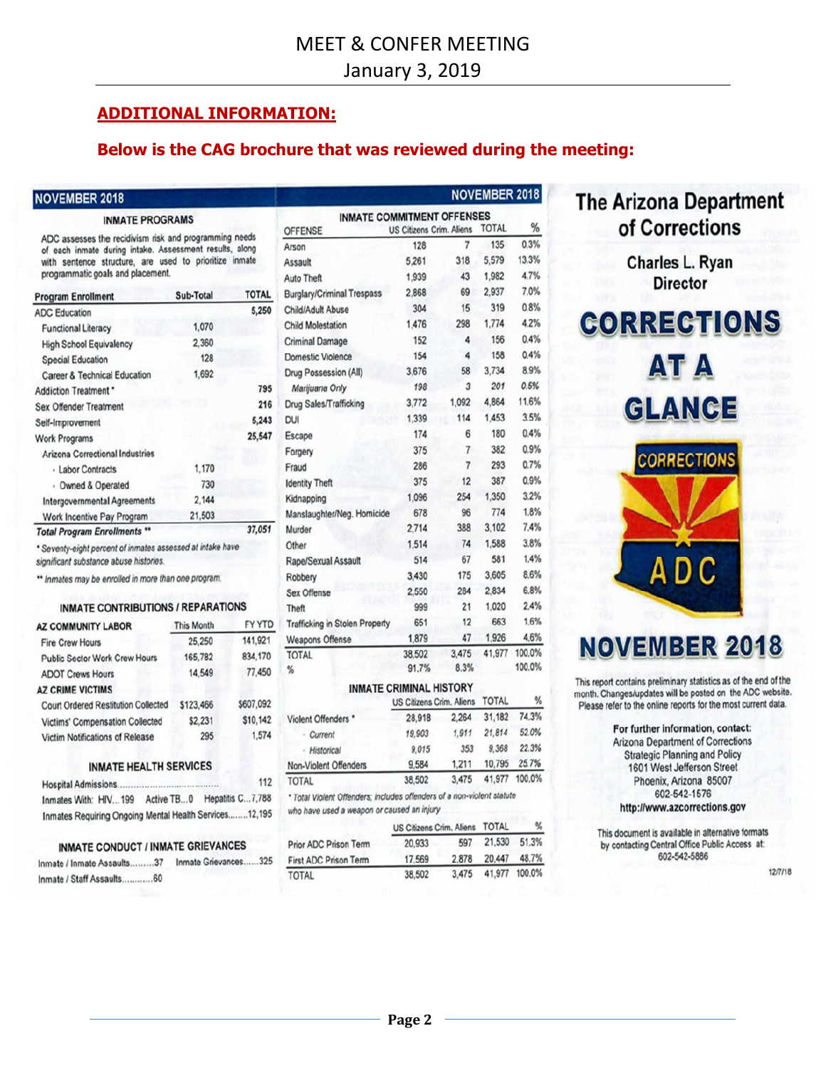# MEET & CONFER MEETING
## January 3, 2019

**ADDITIONAL INFORMATION:**

**Below is the CAG brochure that was reviewed during the meeting:**

## NOVEMBER 2018

### INMATE PROGRAMS

ADC assesses the recidivism risk and programming needs of each inmate during intake. Assessment results, along with sentence structure, are used to prioritize inmate programmatic goals and placement.

| Program Enrollment | Sub-Total | TOTAL |
|---|---|---|
| ADC Education | | 5,250 |
| Functional Literacy | 1,070 | |
| High School Equivalency | 2,360 | |
| Special Education | 128 | |
| Career & Technical Education | 1,692 | |
| Addiction Treatment * | | 795 |
| Sex Offender Treatment | | 216 |
| Self-Improvement | | 5,243 |
| Work Programs | | 25,547 |
| Arizona Correctional Industries | | |
| · Labor Contracts | 1,170 | |
| · Owned & Operated | 730 | |
| Intergovernmental Agreements | 2,144 | |
| Work Incentive Pay Program | 21,503 | |
| ***Total Program Enrollments \*\**** | | ***37,051*** |

*\* Seventy-eight percent of inmates assessed at intake have significant substance abuse histories.*

*\*\* Inmates may be enrolled in more than one program.*

### INMATE CONTRIBUTIONS / REPARATIONS

| AZ COMMUNITY LABOR | This Month | FY YTD |
|---|---|---|
| Fire Crew Hours | 25,250 | 141,921 |
| Public Sector Work Crew Hours | 165,782 | 834,170 |
| ADOT Crews Hours | 14,549 | 77,450 |
| **AZ CRIME VICTIMS** | | |
| Court Ordered Restitution Collected | $123,466 | $607,092 |
| Victims' Compensation Collected | $2,231 | $10,142 |
| Victim Notifications of Release | 295 | 1,574 |

### INMATE HEALTH SERVICES

Hospital Admissions.................................112

Inmates With: HIV...199 Active TB...0 Hepatitis C...7,788

Inmates Requiring Ongoing Mental Health Services........12,195

### INMATE CONDUCT / INMATE GRIEVANCES

Inmate / Inmate Assaults.........37 Inmate Grievances......325

Inmate / Staff Assaults...........60

## NOVEMBER 2018

### INMATE COMMITMENT OFFENSES

| OFFENSE | US Citizens | Crim. Aliens | TOTAL | % |
|---|---|---|---|---|
| Arson | 128 | 7 | 135 | 0.3% |
| Assault | 5,261 | 318 | 5,579 | 13.3% |
| Auto Theft | 1,939 | 43 | 1,982 | 4.7% |
| Burglary/Criminal Trespass | 2,868 | 69 | 2,937 | 7.0% |
| Child/Adult Abuse | 304 | 15 | 319 | 0.8% |
| Child Molestation | 1,476 | 298 | 1,774 | 4.2% |
| Criminal Damage | 152 | 4 | 156 | 0.4% |
| Domestic Violence | 154 | 4 | 158 | 0.4% |
| Drug Possession (All) | 3,676 | 58 | 3,734 | 8.9% |
| *Marijuana Only* | *198* | *3* | *201* | *0.5%* |
| Drug Sales/Trafficking | 3,772 | 1,092 | 4,864 | 11.6% |
| DUI | 1,339 | 114 | 1,453 | 3.5% |
| Escape | 174 | 6 | 180 | 0.4% |
| Forgery | 375 | 7 | 382 | 0.9% |
| Fraud | 286 | 7 | 293 | 0.7% |
| Identity Theft | 375 | 12 | 387 | 0.9% |
| Kidnapping | 1,096 | 254 | 1,350 | 3.2% |
| Manslaughter/Neg. Homicide | 678 | 96 | 774 | 1.8% |
| Murder | 2,714 | 388 | 3,102 | 7.4% |
| Other | 1,514 | 74 | 1,588 | 3.8% |
| Rape/Sexual Assault | 514 | 67 | 581 | 1.4% |
| Robbery | 3,430 | 175 | 3,605 | 8.6% |
| Sex Offense | 2,550 | 284 | 2,834 | 6.8% |
| Theft | 999 | 21 | 1,020 | 2.4% |
| Trafficking in Stolen Property | 651 | 12 | 663 | 1.6% |
| Weapons Offense | 1,879 | 47 | 1,926 | 4.6% |
| TOTAL | 38,502 | 3,475 | 41,977 | 100.0% |
| % | 91.7% | 8.3% | | 100.0% |

### INMATE CRIMINAL HISTORY

| | US Citizens | Crim. Aliens | TOTAL | % |
|---|---|---|---|---|
| Violent Offenders * | 28,918 | 2,264 | 31,182 | 74.3% |
| *· Current* | *19,903* | *1,911* | *21,814* | *52.0%* |
| *· Historical* | *9,015* | *353* | *9,368* | *22.3%* |
| Non-Violent Offenders | 9,584 | 1,211 | 10,795 | 25.7% |
| TOTAL | 38,502 | 3,475 | 41,977 | 100.0% |

*\* Total Violent Offenders; includes offenders of a non-violent statute who have used a weapon or caused an injury*

| | US Citizens | Crim. Aliens | TOTAL | % |
|---|---|---|---|---|
| Prior ADC Prison Term | 20,933 | 597 | 21,530 | 51.3% |
| First ADC Prison Term | 17,569 | 2,878 | 20,447 | 48.7% |
| TOTAL | 38,502 | 3,475 | 41,977 | 100.0% |

## The Arizona Department of Corrections

**Charles L. Ryan**
**Director**

# CORRECTIONS AT A GLANCE

CORRECTIONS ADC

# NOVEMBER 2018

This report contains preliminary statistics as of the end of the month. Changes/updates will be posted on the ADC website. Please refer to the online reports for the most current data.

For further information, contact:
Arizona Department of Corrections
Strategic Planning and Policy
1601 West Jefferson Street
Phoenix, Arizona 85007
602-542-1576
**http://www.azcorrections.gov**

This document is available in alternative formats by contacting Central Office Public Access at: 602-542-5886

12/7/18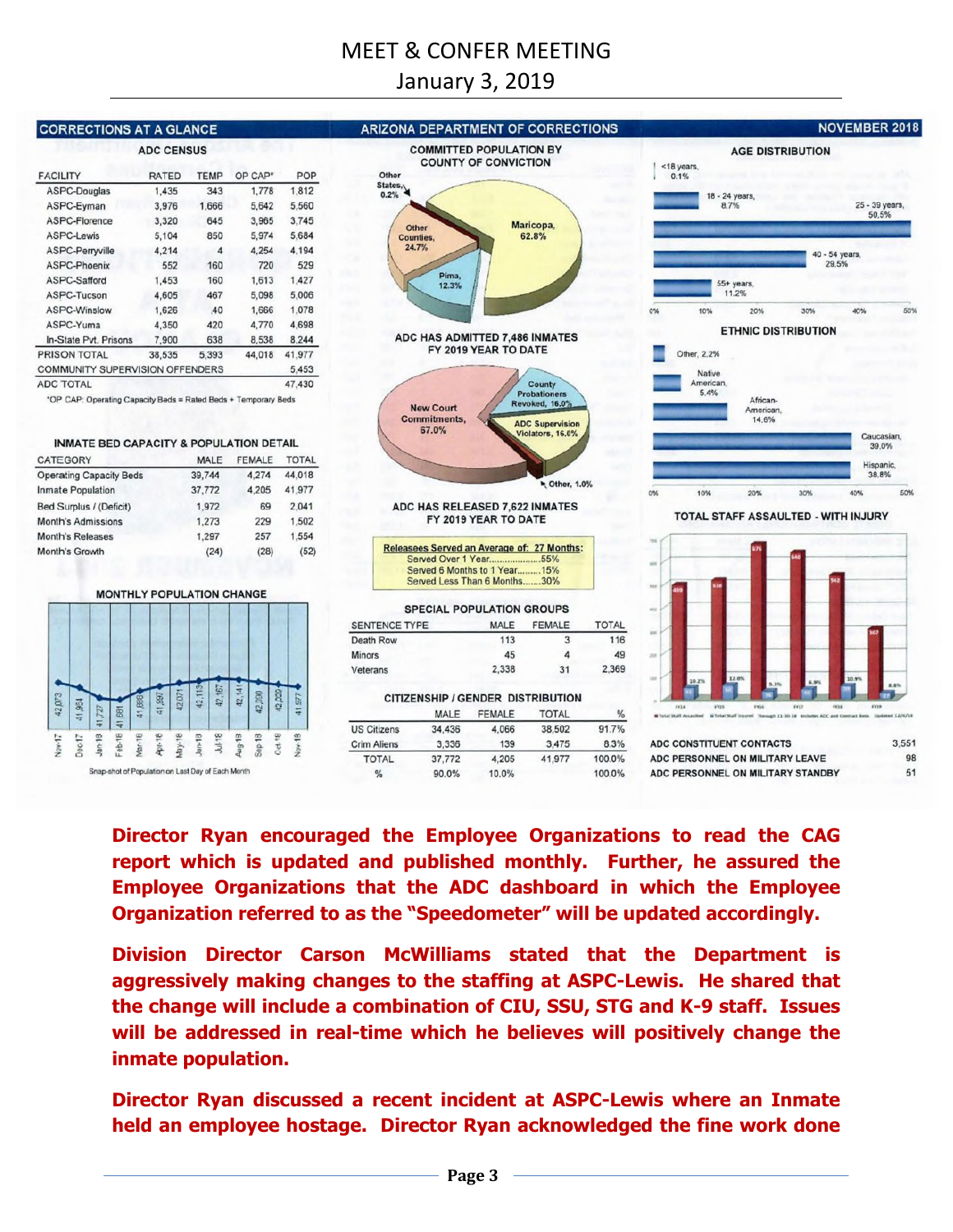# MEET & CONFER MEETING

January 3, 2019

## CORRECTIONS AT A GLANCE — ARIZONA DEPARTMENT OF CORRECTIONS — NOVEMBER 2018

### ADC CENSUS

| FACILITY | RATED | TEMP | OP CAP* | POP |
|---|---|---|---|---|
| ASPC-Douglas | 1,435 | 343 | 1,778 | 1,812 |
| ASPC-Eyman | 3,976 | 1,666 | 5,642 | 5,560 |
| ASPC-Florence | 3,320 | 645 | 3,965 | 3,745 |
| ASPC-Lewis | 5,104 | 850 | 5,974 | 5,684 |
| ASPC-Perryville | 4,214 | 4 | 4,254 | 4,194 |
| ASPC-Phoenix | 552 | 160 | 720 | 529 |
| ASPC-Safford | 1,453 | 160 | 1,613 | 1,427 |
| ASPC-Tucson | 4,605 | 467 | 5,098 | 5,006 |
| ASPC-Winslow | 1,626 | 40 | 1,666 | 1,078 |
| ASPC-Yuma | 4,350 | 420 | 4,770 | 4,698 |
| In-State Pvt. Prisons | 7,900 | 638 | 8,538 | 8,244 |
| PRISON TOTAL | 38,535 | 5,393 | 44,018 | 41,977 |
| COMMUNITY SUPERVISION OFFENDERS | | | | 5,453 |
| ADC TOTAL | | | | 47,430 |

*OP CAP: Operating Capacity Beds = Rated Beds + Temporary Beds

### INMATE BED CAPACITY & POPULATION DETAIL

| CATEGORY | MALE | FEMALE | TOTAL |
|---|---|---|---|
| Operating Capacity Beds | 39,744 | 4,274 | 44,018 |
| Inmate Population | 37,772 | 4,205 | 41,977 |
| Bed Surplus / (Deficit) | 1,972 | 69 | 2,041 |
| Month's Admissions | 1,273 | 229 | 1,502 |
| Month's Releases | 1,297 | 257 | 1,554 |
| Month's Growth | (24) | (28) | (52) |

### MONTHLY POPULATION CHANGE

| Nov-17 | Dec-17 | Jan-18 | Feb-18 | Mar-18 | Apr-18 | May-18 | Jun-18 | Jul-18 | Aug-18 | Sep-18 | Oct-18 | Nov-18 |
|---|---|---|---|---|---|---|---|---|---|---|---|---|
| 42,073 | 41,964 | 41,727 | 41,681 | 41,888 | 41,997 | 42,071 | 42,113 | 42,167 | 42,141 | 42,090 | 42,029 | 41,977 |

Snap-shot of Population on Last Day of Each Month

### COMMITTED POPULATION BY COUNTY OF CONVICTION

- Maricopa, 62.8%
- Other Counties, 24.7%
- Pima, 12.3%
- Other States, 0.2%

### ADC HAS ADMITTED 7,486 INMATES FY 2019 YEAR TO DATE

- New Court Commitments, 67.0%
- County Probationers Revoked, 16.0%
- ADC Supervision Violators, 16.0%
- Other, 1.0%

### ADC HAS RELEASED 7,622 INMATES FY 2019 YEAR TO DATE

Releasees Served an Average of: 27 Months:
- Served Over 1 Year....................55%
- Served 6 Months to 1 Year.........15%
- Served Less Than 6 Months.......30%

### SPECIAL POPULATION GROUPS

| SENTENCE TYPE | MALE | FEMALE | TOTAL |
|---|---|---|---|
| Death Row | 113 | 3 | 116 |
| Minors | 45 | 4 | 49 |
| Veterans | 2,338 | 31 | 2,369 |

### CITIZENSHIP / GENDER DISTRIBUTION

| | MALE | FEMALE | TOTAL | % |
|---|---|---|---|---|
| US Citizens | 34,436 | 4,066 | 38,502 | 91.7% |
| Crim Aliens | 3,336 | 139 | 3,475 | 8.3% |
| TOTAL | 37,772 | 4,205 | 41,977 | 100.0% |
| % | 90.0% | 10.0% | | 100.0% |

### AGE DISTRIBUTION

- <18 years, 0.1%
- 18 - 24 years, 8.7%
- 25 - 39 years, 50.5%
- 40 - 54 years, 29.5%
- 55+ years, 11.2%

### ETHNIC DISTRIBUTION

- Other, 2.2%
- Native American, 5.4%
- African-American, 14.6%
- Caucasian, 39.0%
- Hispanic, 38.8%

### TOTAL STAFF ASSAULTED - WITH INJURY

| | FY14 | FY15 | FY16 | FY17 | FY18 | FY19 |
|---|---|---|---|---|---|---|
| Total Staff Assaulted | 499 | 516 | 576 | 546 | 542 | 367 |
| % Total Staff Injured | 10.2% | | 12.0% | 5.1% | 6.9% | 10.9% / 8.8% |

| | |
|---|---|
| ADC CONSTITUENT CONTACTS | 3,551 |
| ADC PERSONNEL ON MILITARY LEAVE | 98 |
| ADC PERSONNEL ON MILITARY STANDBY | 51 |

**Director Ryan encouraged the Employee Organizations to read the CAG report which is updated and published monthly. Further, he assured the Employee Organizations that the ADC dashboard in which the Employee Organization referred to as the "Speedometer" will be updated accordingly.**

**Division Director Carson McWilliams stated that the Department is aggressively making changes to the staffing at ASPC-Lewis. He shared that the change will include a combination of CIU, SSU, STG and K-9 staff. Issues will be addressed in real-time which he believes will positively change the inmate population.**

**Director Ryan discussed a recent incident at ASPC-Lewis where an Inmate held an employee hostage. Director Ryan acknowledged the fine work done**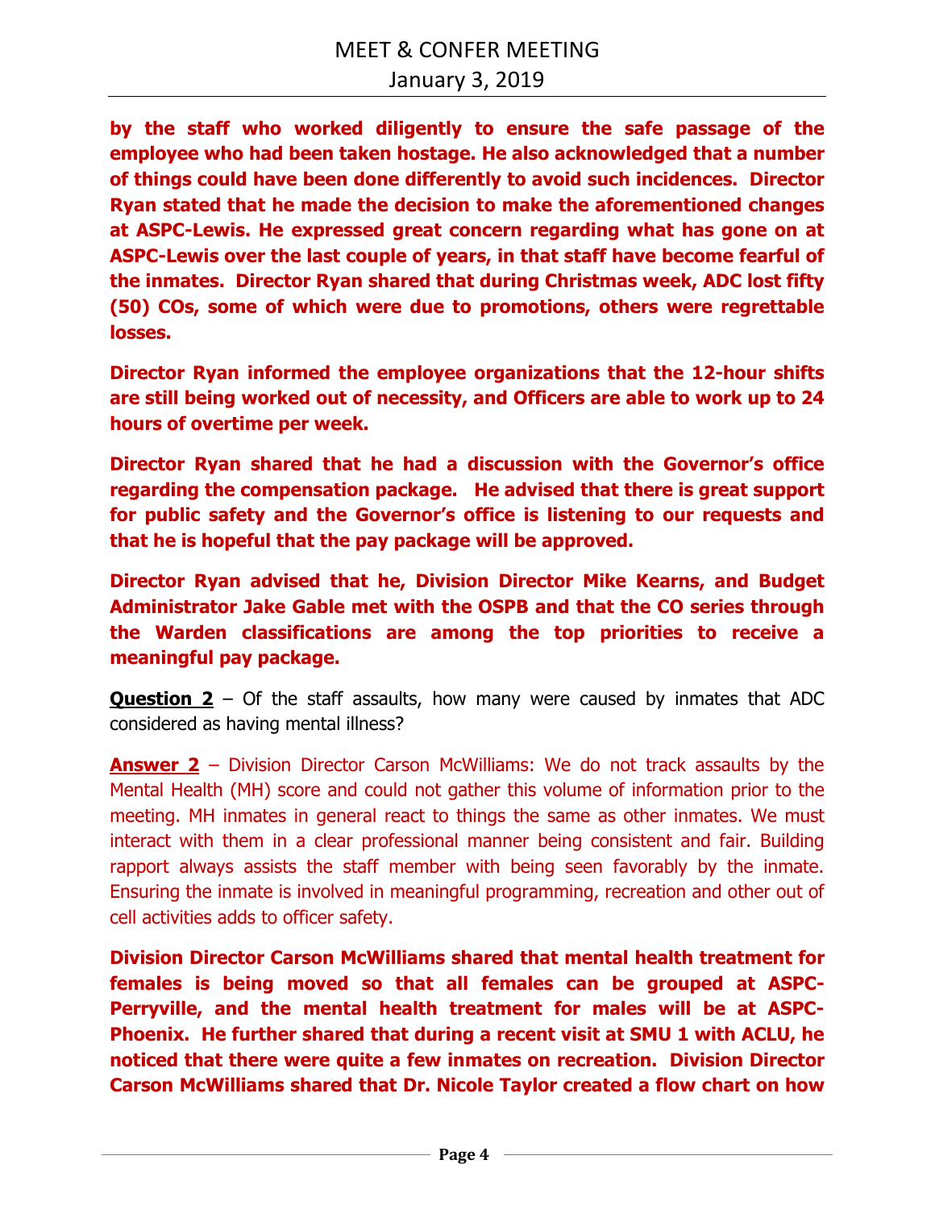**by the staff who worked diligently to ensure the safe passage of the employee who had been taken hostage. He also acknowledged that a number of things could have been done differently to avoid such incidences. Director Ryan stated that he made the decision to make the aforementioned changes at ASPC-Lewis. He expressed great concern regarding what has gone on at ASPC-Lewis over the last couple of years, in that staff have become fearful of the inmates. Director Ryan shared that during Christmas week, ADC lost fifty (50) COs, some of which were due to promotions, others were regrettable losses.**

**Director Ryan informed the employee organizations that the 12-hour shifts are still being worked out of necessity, and Officers are able to work up to 24 hours of overtime per week.**

**Director Ryan shared that he had a discussion with the Governor's office regarding the compensation package. He advised that there is great support for public safety and the Governor's office is listening to our requests and that he is hopeful that the pay package will be approved.**

**Director Ryan advised that he, Division Director Mike Kearns, and Budget Administrator Jake Gable met with the OSPB and that the CO series through the Warden classifications are among the top priorities to receive a meaningful pay package.**

**<u>Question 2</u>** – Of the staff assaults, how many were caused by inmates that ADC considered as having mental illness?

**<u>Answer 2</u>** – Division Director Carson McWilliams: We do not track assaults by the Mental Health (MH) score and could not gather this volume of information prior to the meeting. MH inmates in general react to things the same as other inmates. We must interact with them in a clear professional manner being consistent and fair. Building rapport always assists the staff member with being seen favorably by the inmate. Ensuring the inmate is involved in meaningful programming, recreation and other out of cell activities adds to officer safety.

**Division Director Carson McWilliams shared that mental health treatment for females is being moved so that all females can be grouped at ASPC-Perryville, and the mental health treatment for males will be at ASPC-Phoenix. He further shared that during a recent visit at SMU 1 with ACLU, he noticed that there were quite a few inmates on recreation. Division Director Carson McWilliams shared that Dr. Nicole Taylor created a flow chart on how**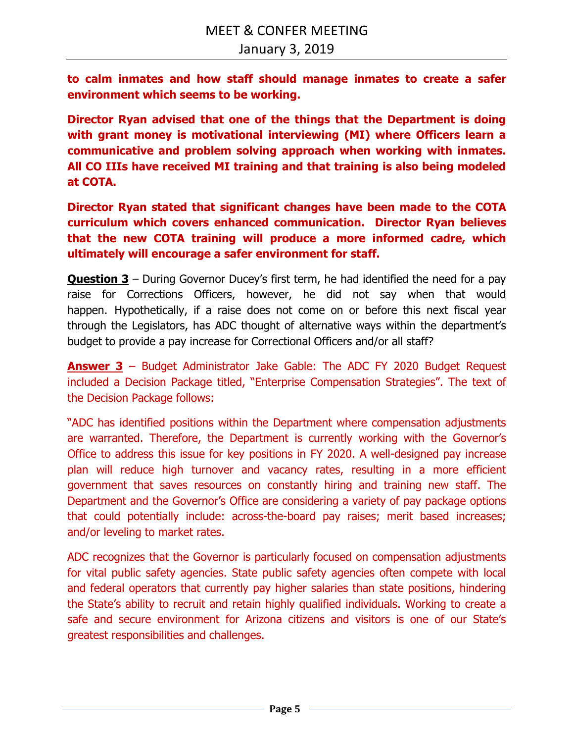**to calm inmates and how staff should manage inmates to create a safer environment which seems to be working.**

**Director Ryan advised that one of the things that the Department is doing with grant money is motivational interviewing (MI) where Officers learn a communicative and problem solving approach when working with inmates. All CO IIIs have received MI training and that training is also being modeled at COTA.**

**Director Ryan stated that significant changes have been made to the COTA curriculum which covers enhanced communication. Director Ryan believes that the new COTA training will produce a more informed cadre, which ultimately will encourage a safer environment for staff.**

**Question 3** – During Governor Ducey's first term, he had identified the need for a pay raise for Corrections Officers, however, he did not say when that would happen. Hypothetically, if a raise does not come on or before this next fiscal year through the Legislators, has ADC thought of alternative ways within the department's budget to provide a pay increase for Correctional Officers and/or all staff?

**Answer 3** – Budget Administrator Jake Gable: The ADC FY 2020 Budget Request included a Decision Package titled, "Enterprise Compensation Strategies". The text of the Decision Package follows:

"ADC has identified positions within the Department where compensation adjustments are warranted. Therefore, the Department is currently working with the Governor's Office to address this issue for key positions in FY 2020. A well-designed pay increase plan will reduce high turnover and vacancy rates, resulting in a more efficient government that saves resources on constantly hiring and training new staff. The Department and the Governor's Office are considering a variety of pay package options that could potentially include: across-the-board pay raises; merit based increases; and/or leveling to market rates.

ADC recognizes that the Governor is particularly focused on compensation adjustments for vital public safety agencies. State public safety agencies often compete with local and federal operators that currently pay higher salaries than state positions, hindering the State's ability to recruit and retain highly qualified individuals. Working to create a safe and secure environment for Arizona citizens and visitors is one of our State's greatest responsibilities and challenges.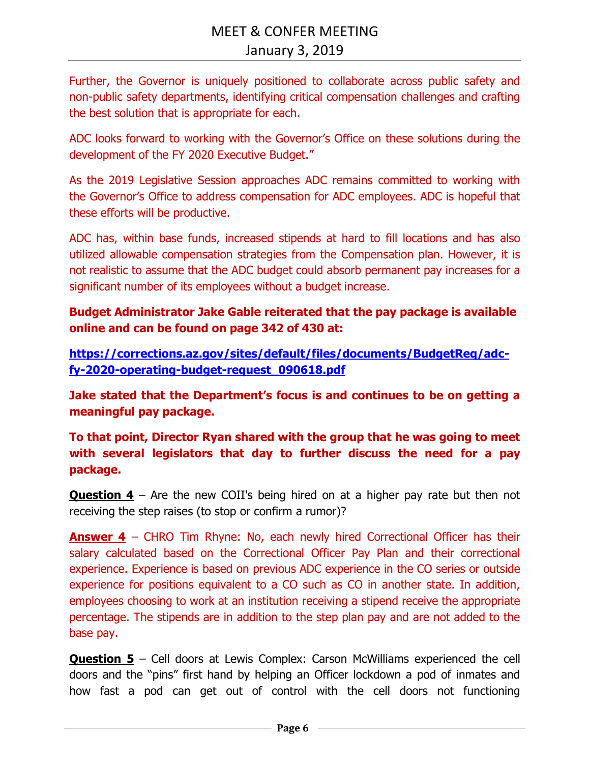Further, the Governor is uniquely positioned to collaborate across public safety and non-public safety departments, identifying critical compensation challenges and crafting the best solution that is appropriate for each.

ADC looks forward to working with the Governor's Office on these solutions during the development of the FY 2020 Executive Budget."

As the 2019 Legislative Session approaches ADC remains committed to working with the Governor's Office to address compensation for ADC employees. ADC is hopeful that these efforts will be productive.

ADC has, within base funds, increased stipends at hard to fill locations and has also utilized allowable compensation strategies from the Compensation plan. However, it is not realistic to assume that the ADC budget could absorb permanent pay increases for a significant number of its employees without a budget increase.

**Budget Administrator Jake Gable reiterated that the pay package is available online and can be found on page 342 of 430 at:**

**https://corrections.az.gov/sites/default/files/documents/BudgetReq/adc-fy-2020-operating-budget-request_090618.pdf**

**Jake stated that the Department's focus is and continues to be on getting a meaningful pay package.**

**To that point, Director Ryan shared with the group that he was going to meet with several legislators that day to further discuss the need for a pay package.**

**Question 4** – Are the new COII's being hired on at a higher pay rate but then not receiving the step raises (to stop or confirm a rumor)?

**Answer 4** – CHRO Tim Rhyne: No, each newly hired Correctional Officer has their salary calculated based on the Correctional Officer Pay Plan and their correctional experience. Experience is based on previous ADC experience in the CO series or outside experience for positions equivalent to a CO such as CO in another state. In addition, employees choosing to work at an institution receiving a stipend receive the appropriate percentage. The stipends are in addition to the step plan pay and are not added to the base pay.

**Question 5** – Cell doors at Lewis Complex: Carson McWilliams experienced the cell doors and the "pins" first hand by helping an Officer lockdown a pod of inmates and how fast a pod can get out of control with the cell doors not functioning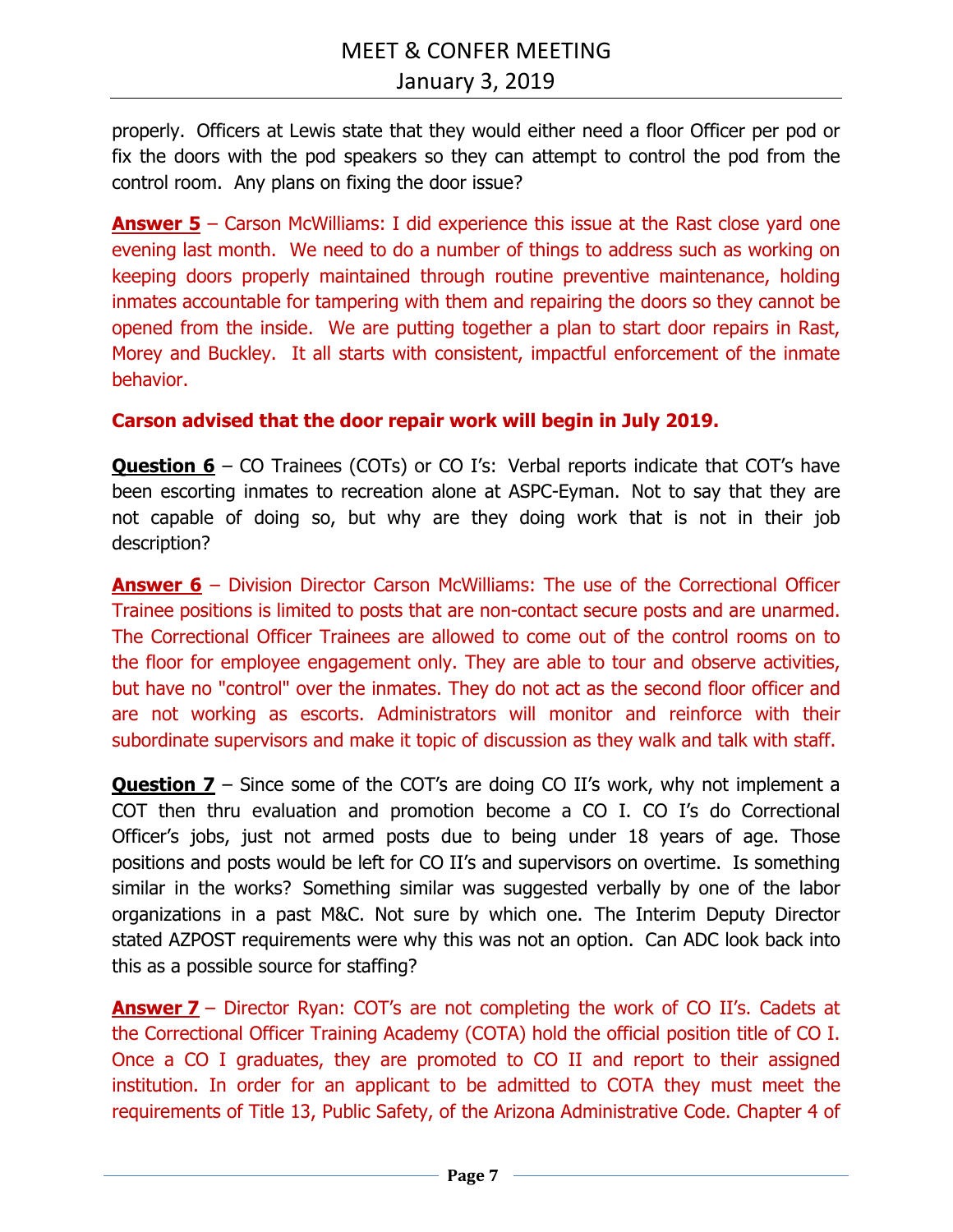properly. Officers at Lewis state that they would either need a floor Officer per pod or fix the doors with the pod speakers so they can attempt to control the pod from the control room. Any plans on fixing the door issue?

**Answer 5** – Carson McWilliams: I did experience this issue at the Rast close yard one evening last month. We need to do a number of things to address such as working on keeping doors properly maintained through routine preventive maintenance, holding inmates accountable for tampering with them and repairing the doors so they cannot be opened from the inside. We are putting together a plan to start door repairs in Rast, Morey and Buckley. It all starts with consistent, impactful enforcement of the inmate behavior.

**Carson advised that the door repair work will begin in July 2019.**

**Question 6** – CO Trainees (COTs) or CO I's: Verbal reports indicate that COT's have been escorting inmates to recreation alone at ASPC-Eyman. Not to say that they are not capable of doing so, but why are they doing work that is not in their job description?

**Answer 6** – Division Director Carson McWilliams: The use of the Correctional Officer Trainee positions is limited to posts that are non-contact secure posts and are unarmed. The Correctional Officer Trainees are allowed to come out of the control rooms on to the floor for employee engagement only. They are able to tour and observe activities, but have no "control" over the inmates. They do not act as the second floor officer and are not working as escorts. Administrators will monitor and reinforce with their subordinate supervisors and make it topic of discussion as they walk and talk with staff.

**Question 7** – Since some of the COT's are doing CO II's work, why not implement a COT then thru evaluation and promotion become a CO I. CO I's do Correctional Officer's jobs, just not armed posts due to being under 18 years of age. Those positions and posts would be left for CO II's and supervisors on overtime. Is something similar in the works? Something similar was suggested verbally by one of the labor organizations in a past M&C. Not sure by which one. The Interim Deputy Director stated AZPOST requirements were why this was not an option. Can ADC look back into this as a possible source for staffing?

**Answer 7** – Director Ryan: COT's are not completing the work of CO II's. Cadets at the Correctional Officer Training Academy (COTA) hold the official position title of CO I. Once a CO I graduates, they are promoted to CO II and report to their assigned institution. In order for an applicant to be admitted to COTA they must meet the requirements of Title 13, Public Safety, of the Arizona Administrative Code. Chapter 4 of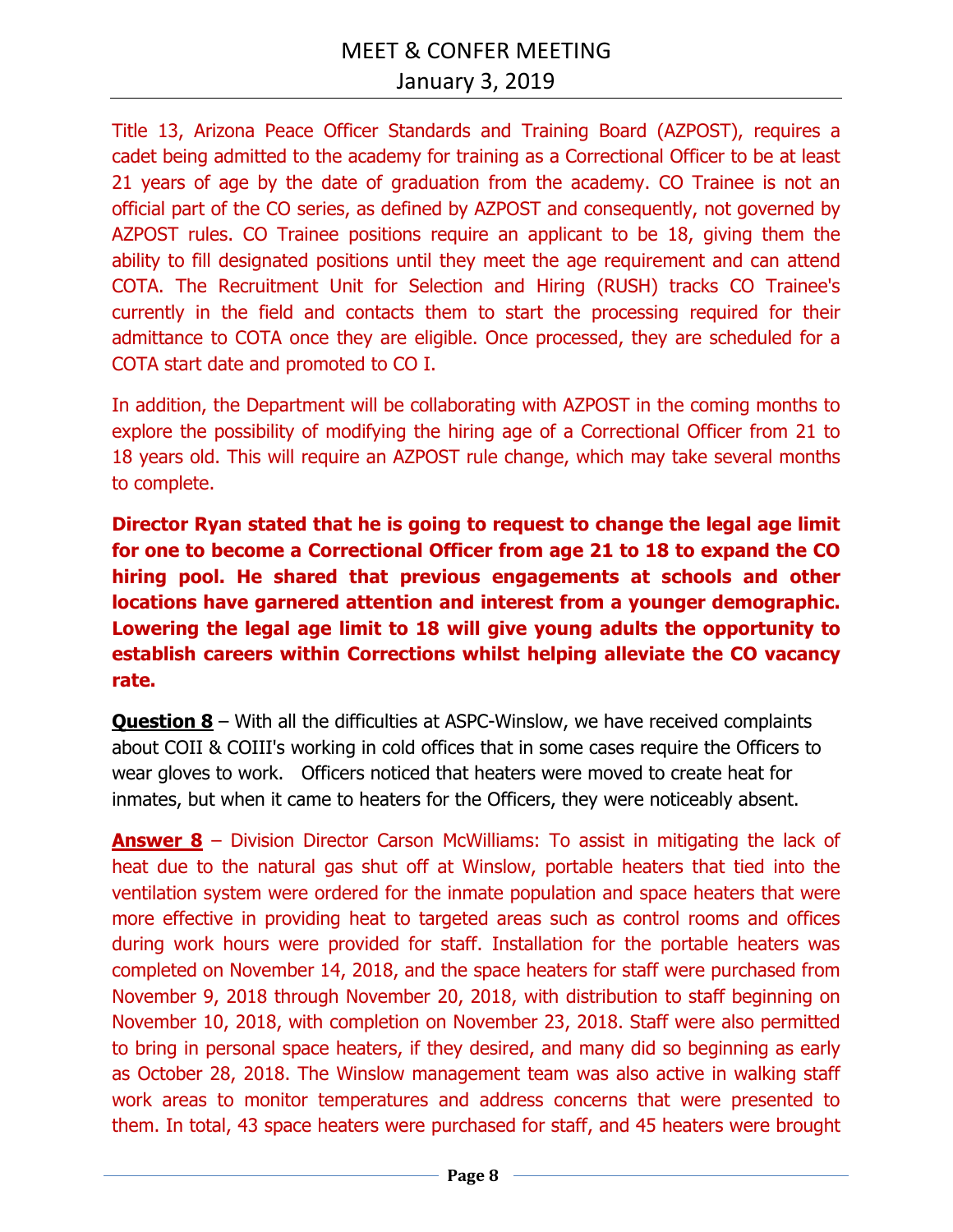Title 13, Arizona Peace Officer Standards and Training Board (AZPOST), requires a cadet being admitted to the academy for training as a Correctional Officer to be at least 21 years of age by the date of graduation from the academy. CO Trainee is not an official part of the CO series, as defined by AZPOST and consequently, not governed by AZPOST rules. CO Trainee positions require an applicant to be 18, giving them the ability to fill designated positions until they meet the age requirement and can attend COTA. The Recruitment Unit for Selection and Hiring (RUSH) tracks CO Trainee's currently in the field and contacts them to start the processing required for their admittance to COTA once they are eligible. Once processed, they are scheduled for a COTA start date and promoted to CO I.

In addition, the Department will be collaborating with AZPOST in the coming months to explore the possibility of modifying the hiring age of a Correctional Officer from 21 to 18 years old. This will require an AZPOST rule change, which may take several months to complete.

**Director Ryan stated that he is going to request to change the legal age limit for one to become a Correctional Officer from age 21 to 18 to expand the CO hiring pool. He shared that previous engagements at schools and other locations have garnered attention and interest from a younger demographic. Lowering the legal age limit to 18 will give young adults the opportunity to establish careers within Corrections whilst helping alleviate the CO vacancy rate.**

**Question 8** – With all the difficulties at ASPC-Winslow, we have received complaints about COII & COIII's working in cold offices that in some cases require the Officers to wear gloves to work. Officers noticed that heaters were moved to create heat for inmates, but when it came to heaters for the Officers, they were noticeably absent.

**Answer 8** – Division Director Carson McWilliams: To assist in mitigating the lack of heat due to the natural gas shut off at Winslow, portable heaters that tied into the ventilation system were ordered for the inmate population and space heaters that were more effective in providing heat to targeted areas such as control rooms and offices during work hours were provided for staff. Installation for the portable heaters was completed on November 14, 2018, and the space heaters for staff were purchased from November 9, 2018 through November 20, 2018, with distribution to staff beginning on November 10, 2018, with completion on November 23, 2018. Staff were also permitted to bring in personal space heaters, if they desired, and many did so beginning as early as October 28, 2018. The Winslow management team was also active in walking staff work areas to monitor temperatures and address concerns that were presented to them. In total, 43 space heaters were purchased for staff, and 45 heaters were brought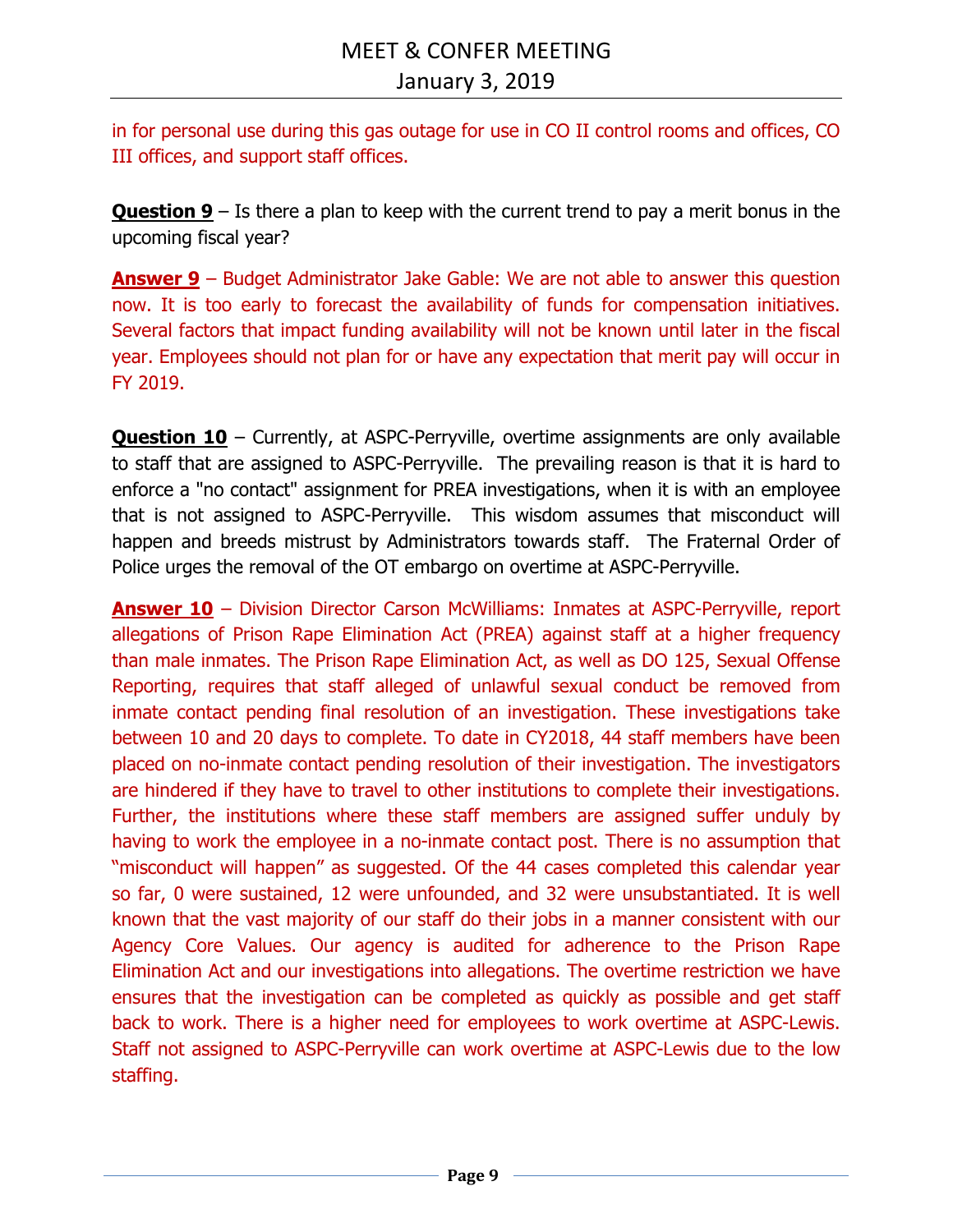in for personal use during this gas outage for use in CO II control rooms and offices, CO III offices, and support staff offices.

**Question 9** – Is there a plan to keep with the current trend to pay a merit bonus in the upcoming fiscal year?

**Answer 9** – Budget Administrator Jake Gable: We are not able to answer this question now. It is too early to forecast the availability of funds for compensation initiatives. Several factors that impact funding availability will not be known until later in the fiscal year. Employees should not plan for or have any expectation that merit pay will occur in FY 2019.

**Question 10** – Currently, at ASPC-Perryville, overtime assignments are only available to staff that are assigned to ASPC-Perryville. The prevailing reason is that it is hard to enforce a "no contact" assignment for PREA investigations, when it is with an employee that is not assigned to ASPC-Perryville. This wisdom assumes that misconduct will happen and breeds mistrust by Administrators towards staff. The Fraternal Order of Police urges the removal of the OT embargo on overtime at ASPC-Perryville.

**Answer 10** – Division Director Carson McWilliams: Inmates at ASPC-Perryville, report allegations of Prison Rape Elimination Act (PREA) against staff at a higher frequency than male inmates. The Prison Rape Elimination Act, as well as DO 125, Sexual Offense Reporting, requires that staff alleged of unlawful sexual conduct be removed from inmate contact pending final resolution of an investigation. These investigations take between 10 and 20 days to complete. To date in CY2018, 44 staff members have been placed on no-inmate contact pending resolution of their investigation. The investigators are hindered if they have to travel to other institutions to complete their investigations. Further, the institutions where these staff members are assigned suffer unduly by having to work the employee in a no-inmate contact post. There is no assumption that "misconduct will happen" as suggested. Of the 44 cases completed this calendar year so far, 0 were sustained, 12 were unfounded, and 32 were unsubstantiated. It is well known that the vast majority of our staff do their jobs in a manner consistent with our Agency Core Values. Our agency is audited for adherence to the Prison Rape Elimination Act and our investigations into allegations. The overtime restriction we have ensures that the investigation can be completed as quickly as possible and get staff back to work. There is a higher need for employees to work overtime at ASPC-Lewis. Staff not assigned to ASPC-Perryville can work overtime at ASPC-Lewis due to the low staffing.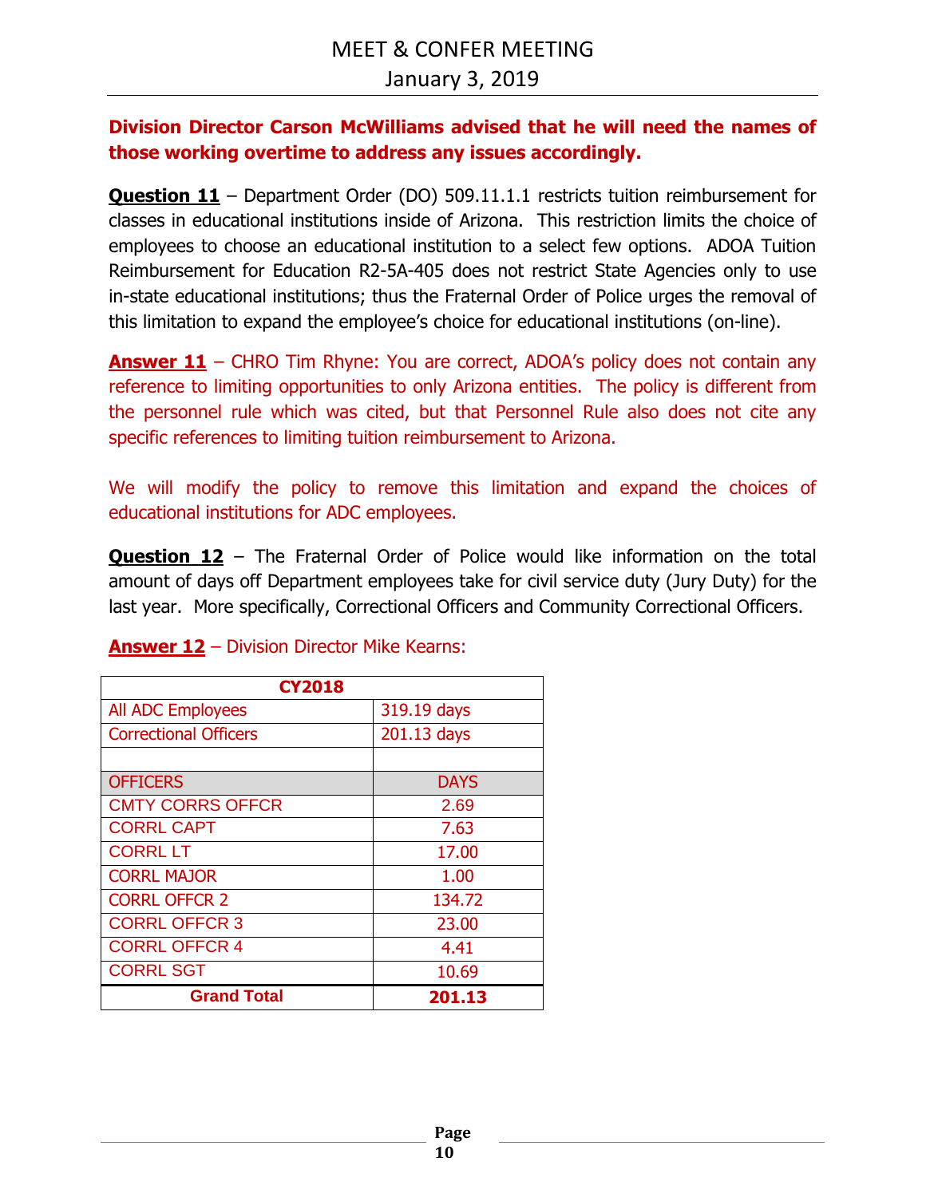**Division Director Carson McWilliams advised that he will need the names of those working overtime to address any issues accordingly.**

**<u>Question 11</u>** – Department Order (DO) 509.11.1.1 restricts tuition reimbursement for classes in educational institutions inside of Arizona. This restriction limits the choice of employees to choose an educational institution to a select few options. ADOA Tuition Reimbursement for Education R2-5A-405 does not restrict State Agencies only to use in-state educational institutions; thus the Fraternal Order of Police urges the removal of this limitation to expand the employee's choice for educational institutions (on-line).

**<u>Answer 11</u>** – CHRO Tim Rhyne: You are correct, ADOA's policy does not contain any reference to limiting opportunities to only Arizona entities. The policy is different from the personnel rule which was cited, but that Personnel Rule also does not cite any specific references to limiting tuition reimbursement to Arizona.

We will modify the policy to remove this limitation and expand the choices of educational institutions for ADC employees.

**<u>Question 12</u>** – The Fraternal Order of Police would like information on the total amount of days off Department employees take for civil service duty (Jury Duty) for the last year. More specifically, Correctional Officers and Community Correctional Officers.

**<u>Answer 12</u>** – Division Director Mike Kearns:

| CY2018 | |
|---|---|
| All ADC Employees | 319.19 days |
| Correctional Officers | 201.13 days |
| | |
| OFFICERS | DAYS |
| CMTY CORRS OFFCR | 2.69 |
| CORRL CAPT | 7.63 |
| CORRL LT | 17.00 |
| CORRL MAJOR | 1.00 |
| CORRL OFFCR 2 | 134.72 |
| CORRL OFFCR 3 | 23.00 |
| CORRL OFFCR 4 | 4.41 |
| CORRL SGT | 10.69 |
| **Grand Total** | **201.13** |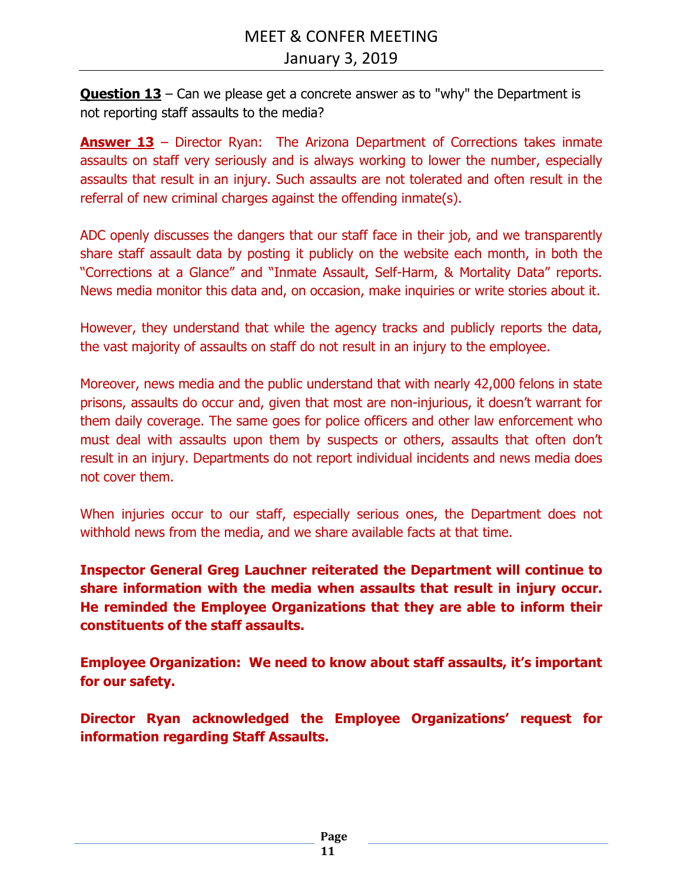**Question 13** – Can we please get a concrete answer as to "why" the Department is not reporting staff assaults to the media?

**Answer 13** – Director Ryan: The Arizona Department of Corrections takes inmate assaults on staff very seriously and is always working to lower the number, especially assaults that result in an injury. Such assaults are not tolerated and often result in the referral of new criminal charges against the offending inmate(s).

ADC openly discusses the dangers that our staff face in their job, and we transparently share staff assault data by posting it publicly on the website each month, in both the "Corrections at a Glance" and "Inmate Assault, Self-Harm, & Mortality Data" reports. News media monitor this data and, on occasion, make inquiries or write stories about it.

However, they understand that while the agency tracks and publicly reports the data, the vast majority of assaults on staff do not result in an injury to the employee.

Moreover, news media and the public understand that with nearly 42,000 felons in state prisons, assaults do occur and, given that most are non-injurious, it doesn't warrant for them daily coverage. The same goes for police officers and other law enforcement who must deal with assaults upon them by suspects or others, assaults that often don't result in an injury. Departments do not report individual incidents and news media does not cover them.

When injuries occur to our staff, especially serious ones, the Department does not withhold news from the media, and we share available facts at that time.

**Inspector General Greg Lauchner reiterated the Department will continue to share information with the media when assaults that result in injury occur. He reminded the Employee Organizations that they are able to inform their constituents of the staff assaults.**

**Employee Organization: We need to know about staff assaults, it's important for our safety.**

**Director Ryan acknowledged the Employee Organizations' request for information regarding Staff Assaults.**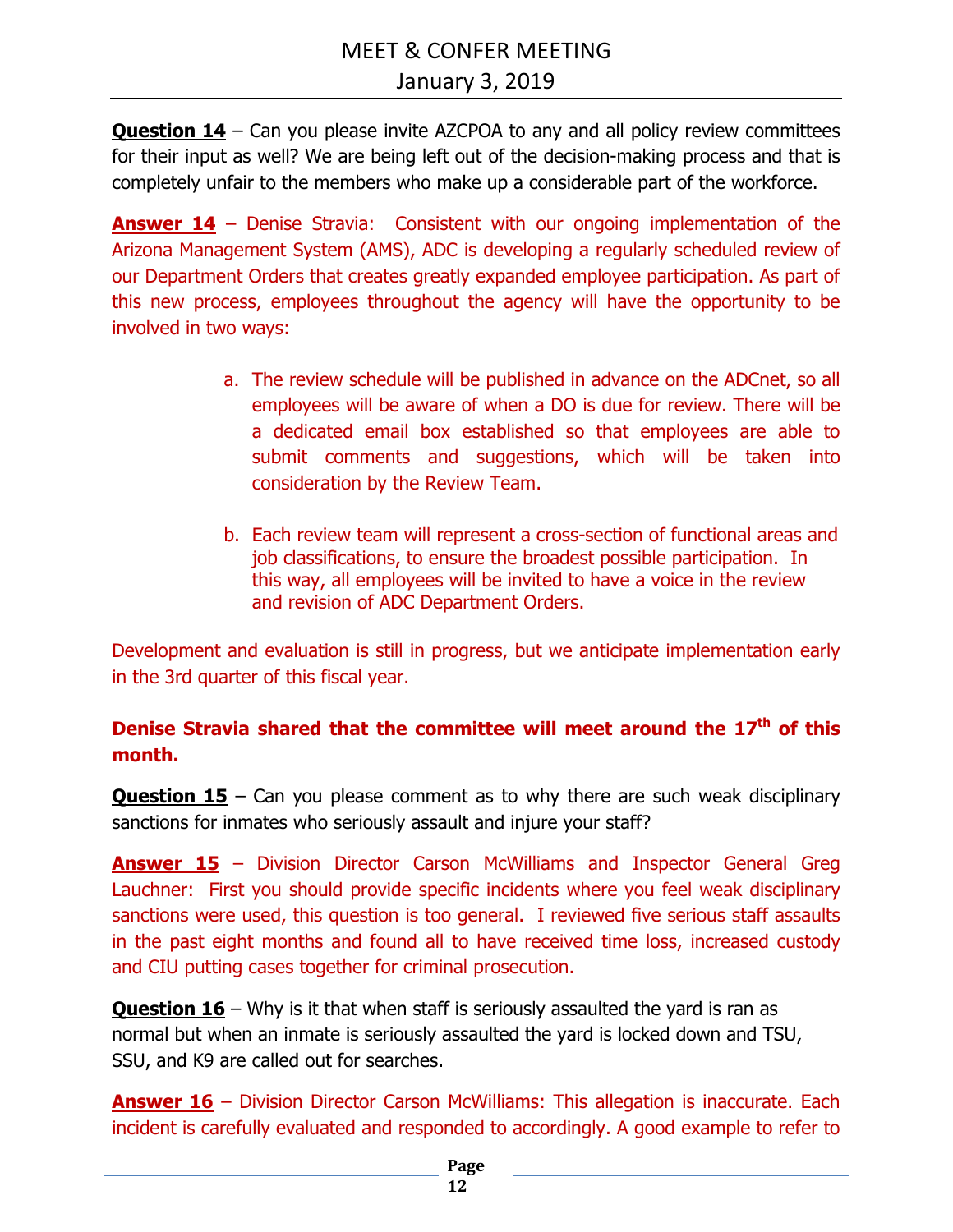**Question 14** – Can you please invite AZCPOA to any and all policy review committees for their input as well? We are being left out of the decision-making process and that is completely unfair to the members who make up a considerable part of the workforce.

**Answer 14** – Denise Stravia: Consistent with our ongoing implementation of the Arizona Management System (AMS), ADC is developing a regularly scheduled review of our Department Orders that creates greatly expanded employee participation. As part of this new process, employees throughout the agency will have the opportunity to be involved in two ways:

a. The review schedule will be published in advance on the ADCnet, so all employees will be aware of when a DO is due for review. There will be a dedicated email box established so that employees are able to submit comments and suggestions, which will be taken into consideration by the Review Team.

b. Each review team will represent a cross-section of functional areas and job classifications, to ensure the broadest possible participation. In this way, all employees will be invited to have a voice in the review and revision of ADC Department Orders.

Development and evaluation is still in progress, but we anticipate implementation early in the 3rd quarter of this fiscal year.

**Denise Stravia shared that the committee will meet around the 17th of this month.**

**Question 15** – Can you please comment as to why there are such weak disciplinary sanctions for inmates who seriously assault and injure your staff?

**Answer 15** – Division Director Carson McWilliams and Inspector General Greg Lauchner: First you should provide specific incidents where you feel weak disciplinary sanctions were used, this question is too general. I reviewed five serious staff assaults in the past eight months and found all to have received time loss, increased custody and CIU putting cases together for criminal prosecution.

**Question 16** – Why is it that when staff is seriously assaulted the yard is ran as normal but when an inmate is seriously assaulted the yard is locked down and TSU, SSU, and K9 are called out for searches.

**Answer 16** – Division Director Carson McWilliams: This allegation is inaccurate. Each incident is carefully evaluated and responded to accordingly. A good example to refer to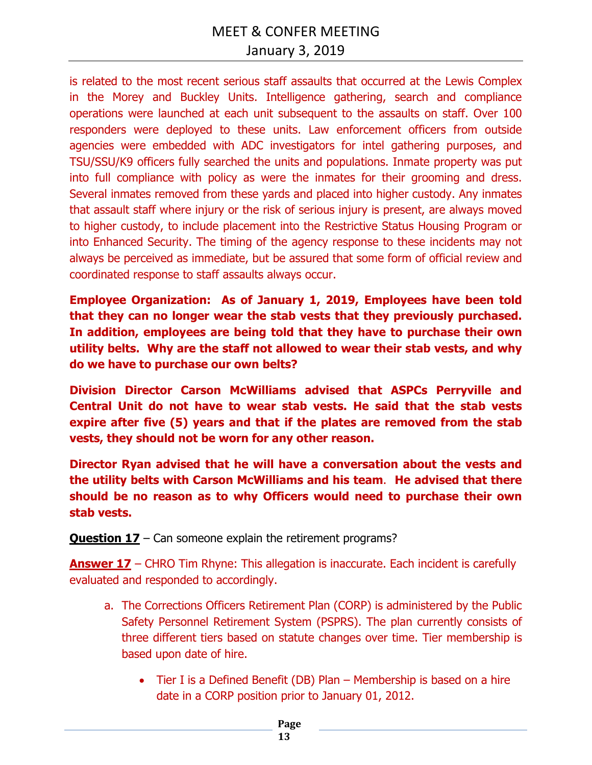is related to the most recent serious staff assaults that occurred at the Lewis Complex in the Morey and Buckley Units. Intelligence gathering, search and compliance operations were launched at each unit subsequent to the assaults on staff. Over 100 responders were deployed to these units. Law enforcement officers from outside agencies were embedded with ADC investigators for intel gathering purposes, and TSU/SSU/K9 officers fully searched the units and populations. Inmate property was put into full compliance with policy as were the inmates for their grooming and dress. Several inmates removed from these yards and placed into higher custody. Any inmates that assault staff where injury or the risk of serious injury is present, are always moved to higher custody, to include placement into the Restrictive Status Housing Program or into Enhanced Security. The timing of the agency response to these incidents may not always be perceived as immediate, but be assured that some form of official review and coordinated response to staff assaults always occur.

**Employee Organization: As of January 1, 2019, Employees have been told that they can no longer wear the stab vests that they previously purchased. In addition, employees are being told that they have to purchase their own utility belts. Why are the staff not allowed to wear their stab vests, and why do we have to purchase our own belts?**

**Division Director Carson McWilliams advised that ASPCs Perryville and Central Unit do not have to wear stab vests. He said that the stab vests expire after five (5) years and that if the plates are removed from the stab vests, they should not be worn for any other reason.**

**Director Ryan advised that he will have a conversation about the vests and the utility belts with Carson McWilliams and his team. He advised that there should be no reason as to why Officers would need to purchase their own stab vests.**

**<u>Question 17</u>** – Can someone explain the retirement programs?

**<u>Answer 17</u>** – CHRO Tim Rhyne: This allegation is inaccurate. Each incident is carefully evaluated and responded to accordingly.

a. The Corrections Officers Retirement Plan (CORP) is administered by the Public Safety Personnel Retirement System (PSPRS). The plan currently consists of three different tiers based on statute changes over time. Tier membership is based upon date of hire.

   - Tier I is a Defined Benefit (DB) Plan – Membership is based on a hire date in a CORP position prior to January 01, 2012.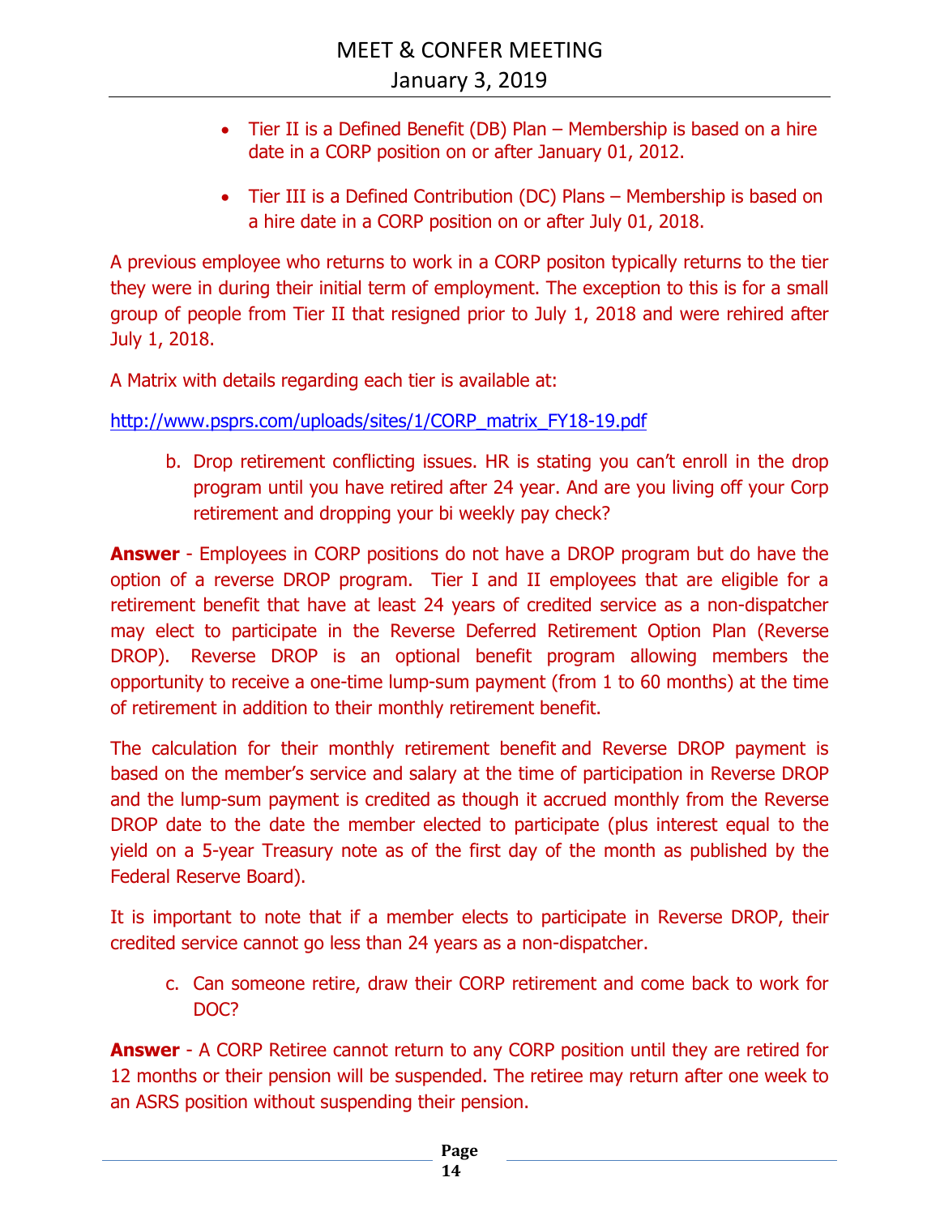- Tier II is a Defined Benefit (DB) Plan – Membership is based on a hire date in a CORP position on or after January 01, 2012.

- Tier III is a Defined Contribution (DC) Plans – Membership is based on a hire date in a CORP position on or after July 01, 2018.

A previous employee who returns to work in a CORP positon typically returns to the tier they were in during their initial term of employment. The exception to this is for a small group of people from Tier II that resigned prior to July 1, 2018 and were rehired after July 1, 2018.

A Matrix with details regarding each tier is available at:

http://www.psprs.com/uploads/sites/1/CORP_matrix_FY18-19.pdf

b. Drop retirement conflicting issues. HR is stating you can't enroll in the drop program until you have retired after 24 year. And are you living off your Corp retirement and dropping your bi weekly pay check?

**Answer** - Employees in CORP positions do not have a DROP program but do have the option of a reverse DROP program. Tier I and II employees that are eligible for a retirement benefit that have at least 24 years of credited service as a non-dispatcher may elect to participate in the Reverse Deferred Retirement Option Plan (Reverse DROP). Reverse DROP is an optional benefit program allowing members the opportunity to receive a one-time lump-sum payment (from 1 to 60 months) at the time of retirement in addition to their monthly retirement benefit.

The calculation for their monthly retirement benefit and Reverse DROP payment is based on the member's service and salary at the time of participation in Reverse DROP and the lump-sum payment is credited as though it accrued monthly from the Reverse DROP date to the date the member elected to participate (plus interest equal to the yield on a 5-year Treasury note as of the first day of the month as published by the Federal Reserve Board).

It is important to note that if a member elects to participate in Reverse DROP, their credited service cannot go less than 24 years as a non-dispatcher.

c. Can someone retire, draw their CORP retirement and come back to work for DOC?

**Answer** - A CORP Retiree cannot return to any CORP position until they are retired for 12 months or their pension will be suspended. The retiree may return after one week to an ASRS position without suspending their pension.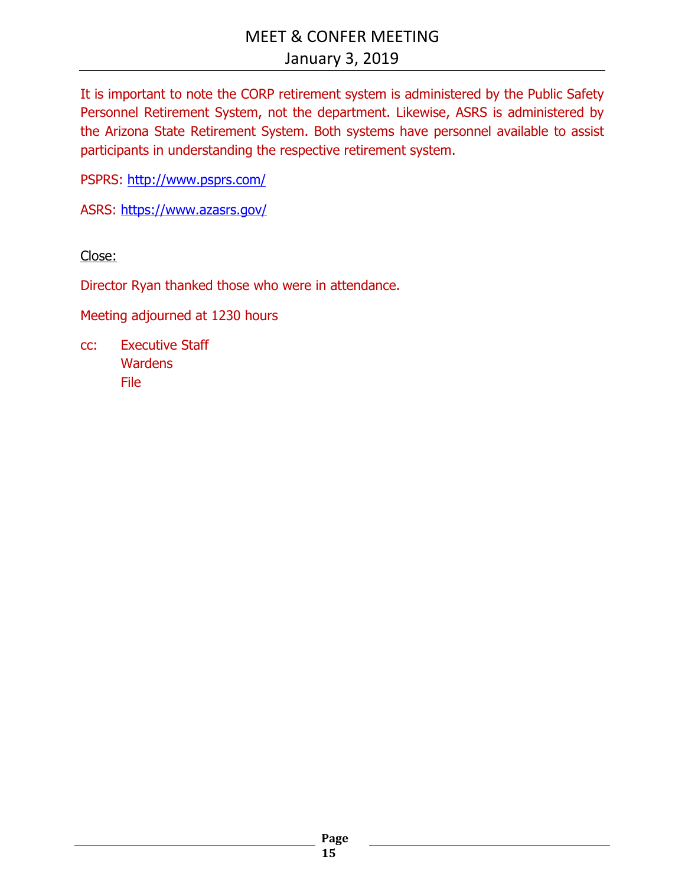It is important to note the CORP retirement system is administered by the Public Safety Personnel Retirement System, not the department. Likewise, ASRS is administered by the Arizona State Retirement System. Both systems have personnel available to assist participants in understanding the respective retirement system.

PSPRS: http://www.psprs.com/

ASRS: https://www.azasrs.gov/

Close:

Director Ryan thanked those who were in attendance.

Meeting adjourned at 1230 hours

cc: Executive Staff
Wardens
File